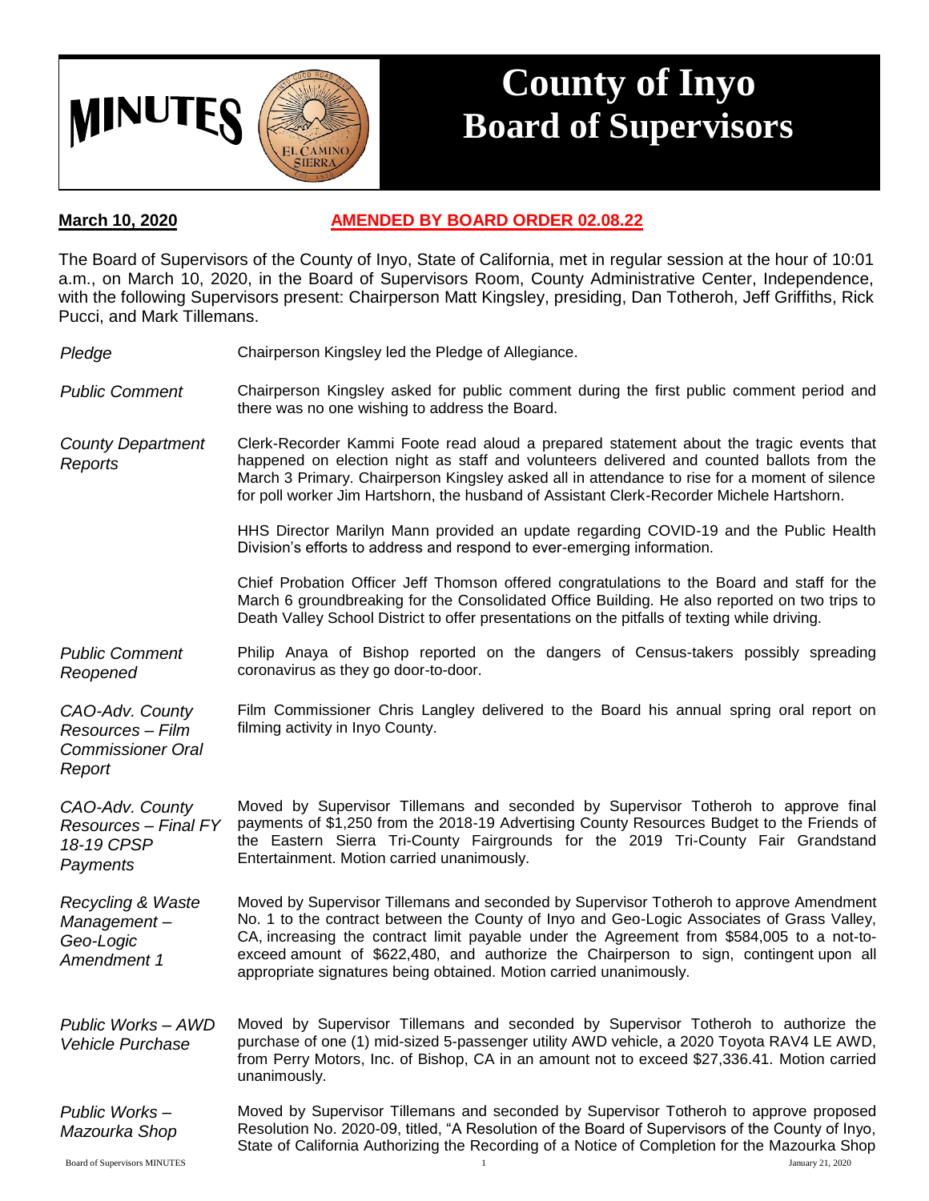# MINUTES

# County of Inyo Board of Supervisors

**March 10, 2020** **AMENDED BY BOARD ORDER 02.08.22**

The Board of Supervisors of the County of Inyo, State of California, met in regular session at the hour of 10:01 a.m., on March 10, 2020, in the Board of Supervisors Room, County Administrative Center, Independence, with the following Supervisors present: Chairperson Matt Kingsley, presiding, Dan Totheroh, Jeff Griffiths, Rick Pucci, and Mark Tillemans.

*Pledge* Chairperson Kingsley led the Pledge of Allegiance.

*Public Comment* Chairperson Kingsley asked for public comment during the first public comment period and there was no one wishing to address the Board.

*County Department Reports* Clerk-Recorder Kammi Foote read aloud a prepared statement about the tragic events that happened on election night as staff and volunteers delivered and counted ballots from the March 3 Primary. Chairperson Kingsley asked all in attendance to rise for a moment of silence for poll worker Jim Hartshorn, the husband of Assistant Clerk-Recorder Michele Hartshorn.

HHS Director Marilyn Mann provided an update regarding COVID-19 and the Public Health Division's efforts to address and respond to ever-emerging information.

Chief Probation Officer Jeff Thomson offered congratulations to the Board and staff for the March 6 groundbreaking for the Consolidated Office Building. He also reported on two trips to Death Valley School District to offer presentations on the pitfalls of texting while driving.

*Public Comment Reopened* Philip Anaya of Bishop reported on the dangers of Census-takers possibly spreading coronavirus as they go door-to-door.

*CAO-Adv. County Resources – Film Commissioner Oral Report* Film Commissioner Chris Langley delivered to the Board his annual spring oral report on filming activity in Inyo County.

*CAO-Adv. County Resources – Final FY 18-19 CPSP Payments* Moved by Supervisor Tillemans and seconded by Supervisor Totheroh to approve final payments of $1,250 from the 2018-19 Advertising County Resources Budget to the Friends of the Eastern Sierra Tri-County Fairgrounds for the 2019 Tri-County Fair Grandstand Entertainment. Motion carried unanimously.

*Recycling & Waste Management – Geo-Logic Amendment 1* Moved by Supervisor Tillemans and seconded by Supervisor Totheroh to approve Amendment No. 1 to the contract between the County of Inyo and Geo-Logic Associates of Grass Valley, CA, increasing the contract limit payable under the Agreement from $584,005 to a not-to-exceed amount of $622,480, and authorize the Chairperson to sign, contingent upon all appropriate signatures being obtained. Motion carried unanimously.

*Public Works – AWD Vehicle Purchase* Moved by Supervisor Tillemans and seconded by Supervisor Totheroh to authorize the purchase of one (1) mid-sized 5-passenger utility AWD vehicle, a 2020 Toyota RAV4 LE AWD, from Perry Motors, Inc. of Bishop, CA in an amount not to exceed $27,336.41. Motion carried unanimously.

*Public Works – Mazourka Shop* Moved by Supervisor Tillemans and seconded by Supervisor Totheroh to approve proposed Resolution No. 2020-09, titled, "A Resolution of the Board of Supervisors of the County of Inyo, State of California Authorizing the Recording of a Notice of Completion for the Mazourka Shop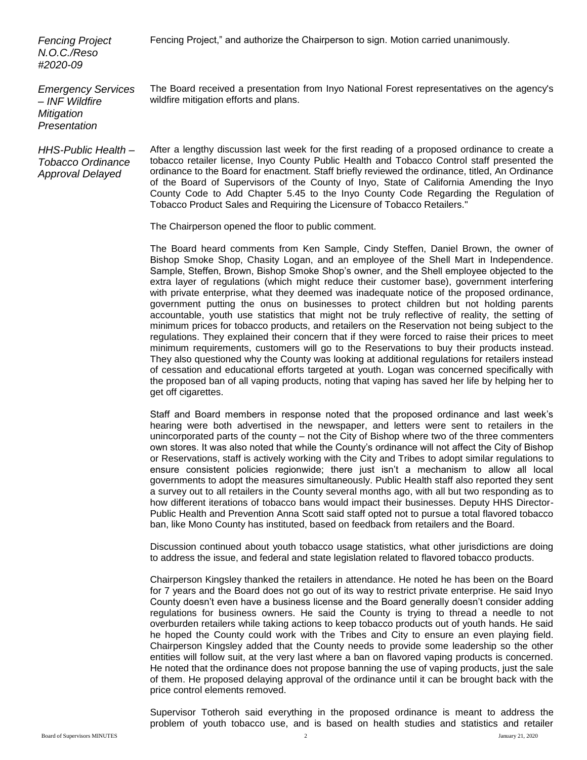*Fencing Project N.O.C./Reso #2020-09*

Fencing Project," and authorize the Chairperson to sign. Motion carried unanimously.

*Emergency Services – INF Wildfire Mitigation Presentation*

The Board received a presentation from Inyo National Forest representatives on the agency's wildfire mitigation efforts and plans.

*HHS-Public Health – Tobacco Ordinance Approval Delayed*

After a lengthy discussion last week for the first reading of a proposed ordinance to create a tobacco retailer license, Inyo County Public Health and Tobacco Control staff presented the ordinance to the Board for enactment. Staff briefly reviewed the ordinance, titled, An Ordinance of the Board of Supervisors of the County of Inyo, State of California Amending the Inyo County Code to Add Chapter 5.45 to the Inyo County Code Regarding the Regulation of Tobacco Product Sales and Requiring the Licensure of Tobacco Retailers."

The Chairperson opened the floor to public comment.

The Board heard comments from Ken Sample, Cindy Steffen, Daniel Brown, the owner of Bishop Smoke Shop, Chasity Logan, and an employee of the Shell Mart in Independence. Sample, Steffen, Brown, Bishop Smoke Shop's owner, and the Shell employee objected to the extra layer of regulations (which might reduce their customer base), government interfering with private enterprise, what they deemed was inadequate notice of the proposed ordinance, government putting the onus on businesses to protect children but not holding parents accountable, youth use statistics that might not be truly reflective of reality, the setting of minimum prices for tobacco products, and retailers on the Reservation not being subject to the regulations. They explained their concern that if they were forced to raise their prices to meet minimum requirements, customers will go to the Reservations to buy their products instead. They also questioned why the County was looking at additional regulations for retailers instead of cessation and educational efforts targeted at youth. Logan was concerned specifically with the proposed ban of all vaping products, noting that vaping has saved her life by helping her to get off cigarettes.

Staff and Board members in response noted that the proposed ordinance and last week's hearing were both advertised in the newspaper, and letters were sent to retailers in the unincorporated parts of the county – not the City of Bishop where two of the three commenters own stores. It was also noted that while the County's ordinance will not affect the City of Bishop or Reservations, staff is actively working with the City and Tribes to adopt similar regulations to ensure consistent policies regionwide; there just isn't a mechanism to allow all local governments to adopt the measures simultaneously. Public Health staff also reported they sent a survey out to all retailers in the County several months ago, with all but two responding as to how different iterations of tobacco bans would impact their businesses. Deputy HHS Director-Public Health and Prevention Anna Scott said staff opted not to pursue a total flavored tobacco ban, like Mono County has instituted, based on feedback from retailers and the Board.

Discussion continued about youth tobacco usage statistics, what other jurisdictions are doing to address the issue, and federal and state legislation related to flavored tobacco products.

Chairperson Kingsley thanked the retailers in attendance. He noted he has been on the Board for 7 years and the Board does not go out of its way to restrict private enterprise. He said Inyo County doesn't even have a business license and the Board generally doesn't consider adding regulations for business owners. He said the County is trying to thread a needle to not overburden retailers while taking actions to keep tobacco products out of youth hands. He said he hoped the County could work with the Tribes and City to ensure an even playing field. Chairperson Kingsley added that the County needs to provide some leadership so the other entities will follow suit, at the very last where a ban on flavored vaping products is concerned. He noted that the ordinance does not propose banning the use of vaping products, just the sale of them. He proposed delaying approval of the ordinance until it can be brought back with the price control elements removed.

Supervisor Totheroh said everything in the proposed ordinance is meant to address the problem of youth tobacco use, and is based on health studies and statistics and retailer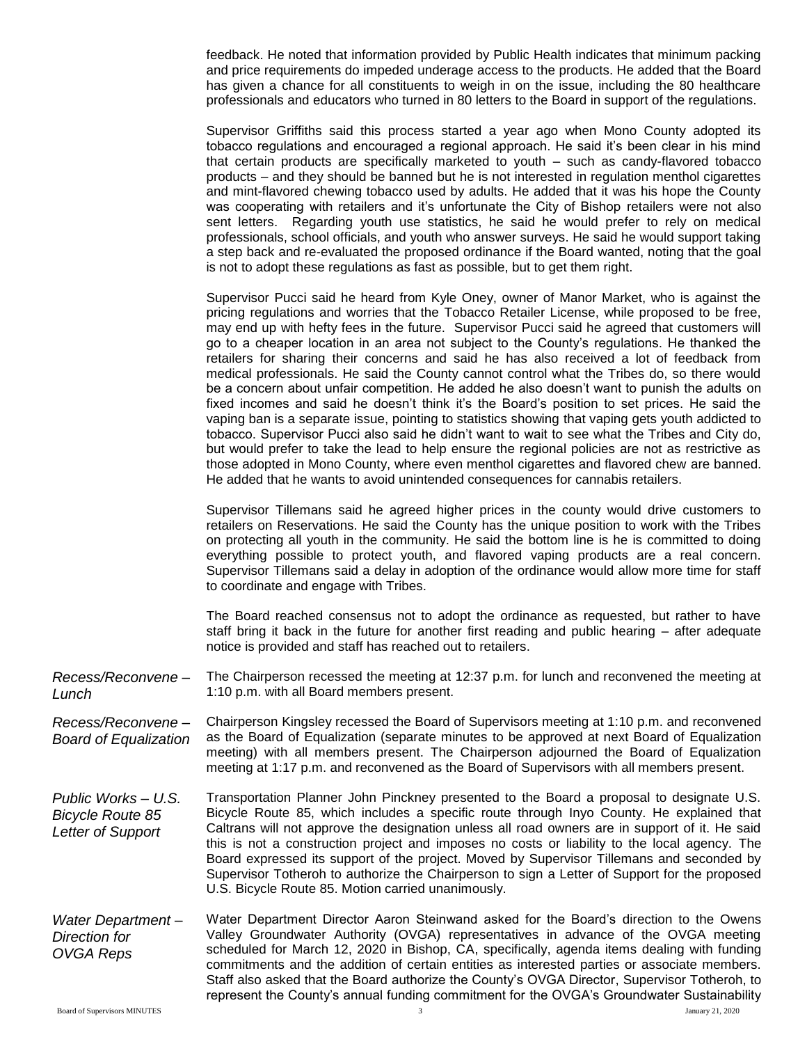feedback. He noted that information provided by Public Health indicates that minimum packing and price requirements do impeded underage access to the products. He added that the Board has given a chance for all constituents to weigh in on the issue, including the 80 healthcare professionals and educators who turned in 80 letters to the Board in support of the regulations.

Supervisor Griffiths said this process started a year ago when Mono County adopted its tobacco regulations and encouraged a regional approach. He said it's been clear in his mind that certain products are specifically marketed to youth – such as candy-flavored tobacco products – and they should be banned but he is not interested in regulation menthol cigarettes and mint-flavored chewing tobacco used by adults. He added that it was his hope the County was cooperating with retailers and it's unfortunate the City of Bishop retailers were not also sent letters. Regarding youth use statistics, he said he would prefer to rely on medical professionals, school officials, and youth who answer surveys. He said he would support taking a step back and re-evaluated the proposed ordinance if the Board wanted, noting that the goal is not to adopt these regulations as fast as possible, but to get them right.

Supervisor Pucci said he heard from Kyle Oney, owner of Manor Market, who is against the pricing regulations and worries that the Tobacco Retailer License, while proposed to be free, may end up with hefty fees in the future. Supervisor Pucci said he agreed that customers will go to a cheaper location in an area not subject to the County's regulations. He thanked the retailers for sharing their concerns and said he has also received a lot of feedback from medical professionals. He said the County cannot control what the Tribes do, so there would be a concern about unfair competition. He added he also doesn't want to punish the adults on fixed incomes and said he doesn't think it's the Board's position to set prices. He said the vaping ban is a separate issue, pointing to statistics showing that vaping gets youth addicted to tobacco. Supervisor Pucci also said he didn't want to wait to see what the Tribes and City do, but would prefer to take the lead to help ensure the regional policies are not as restrictive as those adopted in Mono County, where even menthol cigarettes and flavored chew are banned. He added that he wants to avoid unintended consequences for cannabis retailers.

Supervisor Tillemans said he agreed higher prices in the county would drive customers to retailers on Reservations. He said the County has the unique position to work with the Tribes on protecting all youth in the community. He said the bottom line is he is committed to doing everything possible to protect youth, and flavored vaping products are a real concern. Supervisor Tillemans said a delay in adoption of the ordinance would allow more time for staff to coordinate and engage with Tribes.

The Board reached consensus not to adopt the ordinance as requested, but rather to have staff bring it back in the future for another first reading and public hearing – after adequate notice is provided and staff has reached out to retailers.

*Recess/Reconvene – Lunch*

The Chairperson recessed the meeting at 12:37 p.m. for lunch and reconvened the meeting at 1:10 p.m. with all Board members present.

*Recess/Reconvene – Board of Equalization*

Chairperson Kingsley recessed the Board of Supervisors meeting at 1:10 p.m. and reconvened as the Board of Equalization (separate minutes to be approved at next Board of Equalization meeting) with all members present. The Chairperson adjourned the Board of Equalization meeting at 1:17 p.m. and reconvened as the Board of Supervisors with all members present.

*Public Works – U.S. Bicycle Route 85 Letter of Support*

Transportation Planner John Pinckney presented to the Board a proposal to designate U.S. Bicycle Route 85, which includes a specific route through Inyo County. He explained that Caltrans will not approve the designation unless all road owners are in support of it. He said this is not a construction project and imposes no costs or liability to the local agency. The Board expressed its support of the project. Moved by Supervisor Tillemans and seconded by Supervisor Totheroh to authorize the Chairperson to sign a Letter of Support for the proposed U.S. Bicycle Route 85. Motion carried unanimously.

*Water Department – Direction for OVGA Reps*

Water Department Director Aaron Steinwand asked for the Board's direction to the Owens Valley Groundwater Authority (OVGA) representatives in advance of the OVGA meeting scheduled for March 12, 2020 in Bishop, CA, specifically, agenda items dealing with funding commitments and the addition of certain entities as interested parties or associate members. Staff also asked that the Board authorize the County's OVGA Director, Supervisor Totheroh, to represent the County's annual funding commitment for the OVGA's Groundwater Sustainability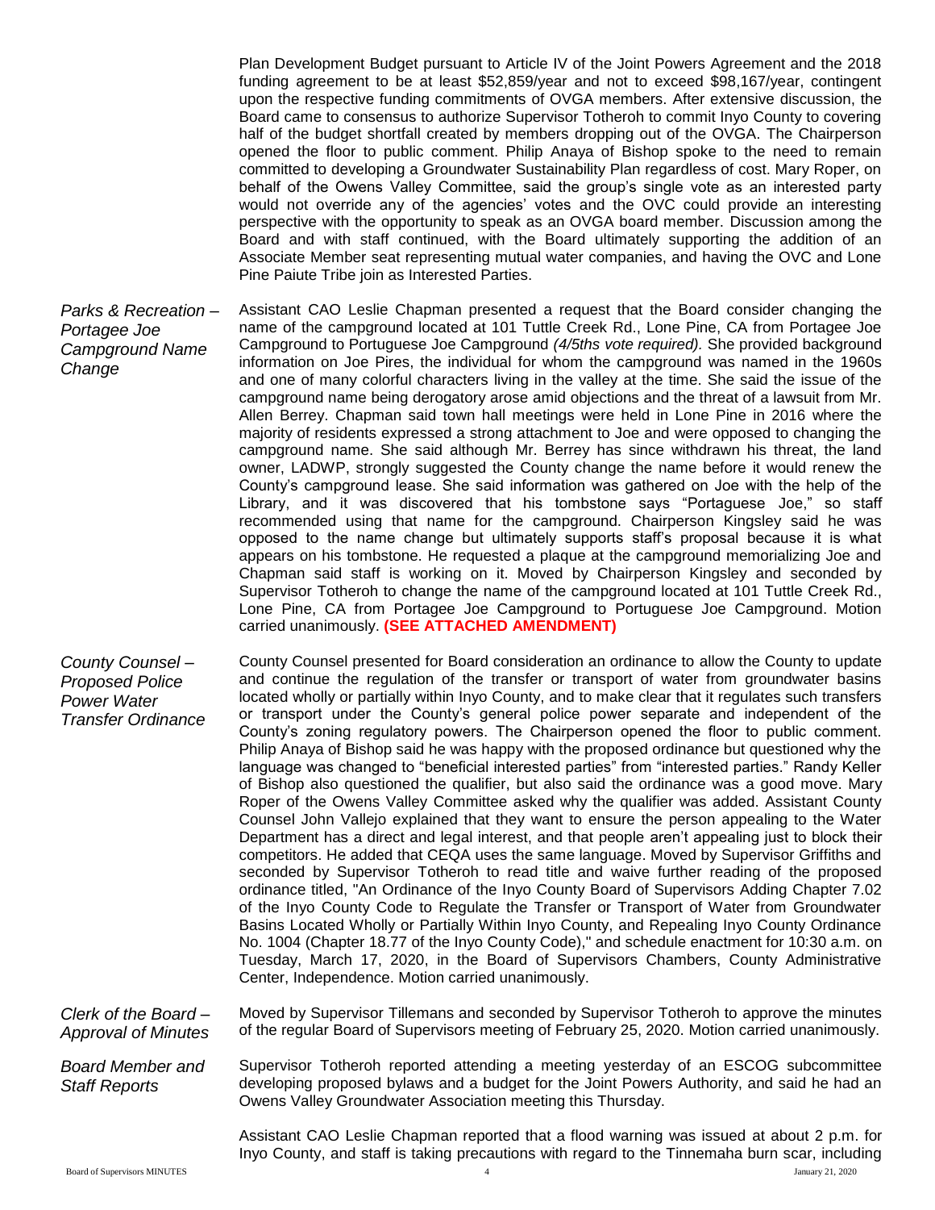Plan Development Budget pursuant to Article IV of the Joint Powers Agreement and the 2018 funding agreement to be at least $52,859/year and not to exceed $98,167/year, contingent upon the respective funding commitments of OVGA members. After extensive discussion, the Board came to consensus to authorize Supervisor Totheroh to commit Inyo County to covering half of the budget shortfall created by members dropping out of the OVGA. The Chairperson opened the floor to public comment. Philip Anaya of Bishop spoke to the need to remain committed to developing a Groundwater Sustainability Plan regardless of cost. Mary Roper, on behalf of the Owens Valley Committee, said the group's single vote as an interested party would not override any of the agencies' votes and the OVC could provide an interesting perspective with the opportunity to speak as an OVGA board member. Discussion among the Board and with staff continued, with the Board ultimately supporting the addition of an Associate Member seat representing mutual water companies, and having the OVC and Lone Pine Paiute Tribe join as Interested Parties.

*Parks & Recreation – Portagee Joe Campground Name Change*

Assistant CAO Leslie Chapman presented a request that the Board consider changing the name of the campground located at 101 Tuttle Creek Rd., Lone Pine, CA from Portagee Joe Campground to Portuguese Joe Campground *(4/5ths vote required).* She provided background information on Joe Pires, the individual for whom the campground was named in the 1960s and one of many colorful characters living in the valley at the time. She said the issue of the campground name being derogatory arose amid objections and the threat of a lawsuit from Mr. Allen Berrey. Chapman said town hall meetings were held in Lone Pine in 2016 where the majority of residents expressed a strong attachment to Joe and were opposed to changing the campground name. She said although Mr. Berrey has since withdrawn his threat, the land owner, LADWP, strongly suggested the County change the name before it would renew the County's campground lease. She said information was gathered on Joe with the help of the Library, and it was discovered that his tombstone says "Portaguese Joe," so staff recommended using that name for the campground. Chairperson Kingsley said he was opposed to the name change but ultimately supports staff's proposal because it is what appears on his tombstone. He requested a plaque at the campground memorializing Joe and Chapman said staff is working on it. Moved by Chairperson Kingsley and seconded by Supervisor Totheroh to change the name of the campground located at 101 Tuttle Creek Rd., Lone Pine, CA from Portagee Joe Campground to Portuguese Joe Campground. Motion carried unanimously. **(SEE ATTACHED AMENDMENT)**

*County Counsel – Proposed Police Power Water Transfer Ordinance*

County Counsel presented for Board consideration an ordinance to allow the County to update and continue the regulation of the transfer or transport of water from groundwater basins located wholly or partially within Inyo County, and to make clear that it regulates such transfers or transport under the County's general police power separate and independent of the County's zoning regulatory powers. The Chairperson opened the floor to public comment. Philip Anaya of Bishop said he was happy with the proposed ordinance but questioned why the language was changed to "beneficial interested parties" from "interested parties." Randy Keller of Bishop also questioned the qualifier, but also said the ordinance was a good move. Mary Roper of the Owens Valley Committee asked why the qualifier was added. Assistant County Counsel John Vallejo explained that they want to ensure the person appealing to the Water Department has a direct and legal interest, and that people aren't appealing just to block their competitors. He added that CEQA uses the same language. Moved by Supervisor Griffiths and seconded by Supervisor Totheroh to read title and waive further reading of the proposed ordinance titled, "An Ordinance of the Inyo County Board of Supervisors Adding Chapter 7.02 of the Inyo County Code to Regulate the Transfer or Transport of Water from Groundwater Basins Located Wholly or Partially Within Inyo County, and Repealing Inyo County Ordinance No. 1004 (Chapter 18.77 of the Inyo County Code)," and schedule enactment for 10:30 a.m. on Tuesday, March 17, 2020, in the Board of Supervisors Chambers, County Administrative Center, Independence. Motion carried unanimously.

*Clerk of the Board – Approval of Minutes*

Moved by Supervisor Tillemans and seconded by Supervisor Totheroh to approve the minutes of the regular Board of Supervisors meeting of February 25, 2020. Motion carried unanimously.

*Board Member and Staff Reports*

Supervisor Totheroh reported attending a meeting yesterday of an ESCOG subcommittee developing proposed bylaws and a budget for the Joint Powers Authority, and said he had an Owens Valley Groundwater Association meeting this Thursday.

Assistant CAO Leslie Chapman reported that a flood warning was issued at about 2 p.m. for Inyo County, and staff is taking precautions with regard to the Tinnemaha burn scar, including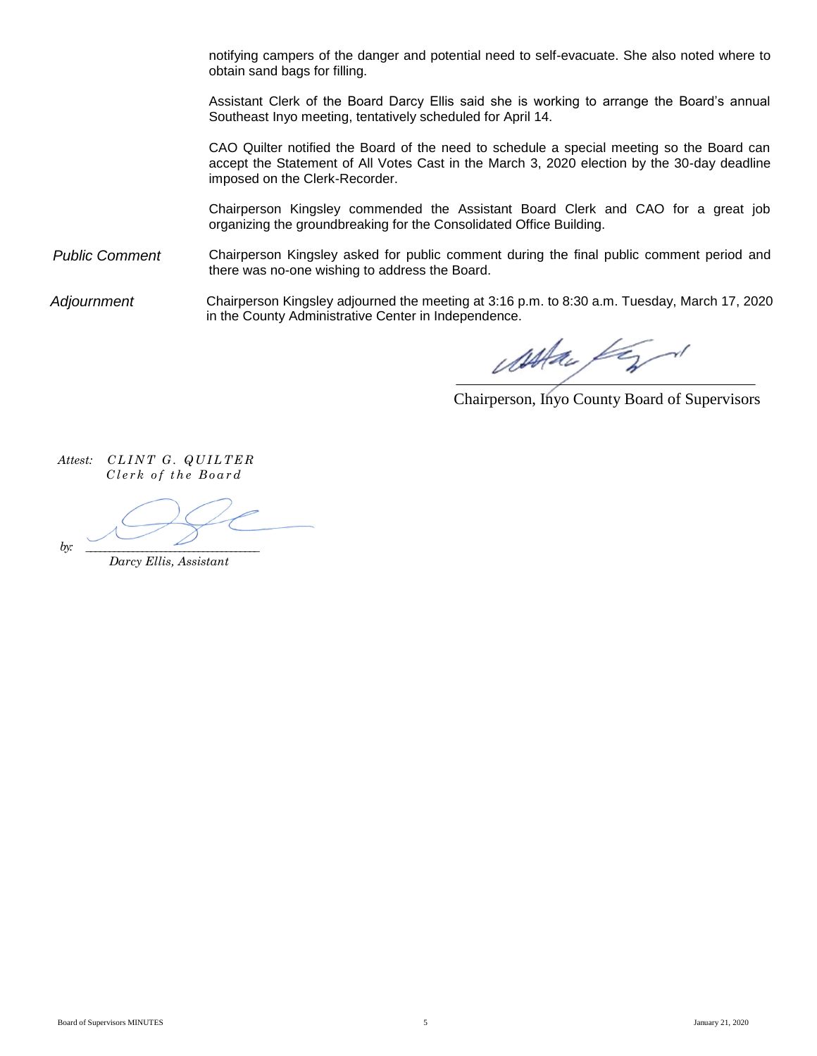notifying campers of the danger and potential need to self-evacuate. She also noted where to obtain sand bags for filling.

Assistant Clerk of the Board Darcy Ellis said she is working to arrange the Board's annual Southeast Inyo meeting, tentatively scheduled for April 14.

CAO Quilter notified the Board of the need to schedule a special meeting so the Board can accept the Statement of All Votes Cast in the March 3, 2020 election by the 30-day deadline imposed on the Clerk-Recorder.

Chairperson Kingsley commended the Assistant Board Clerk and CAO for a great job organizing the groundbreaking for the Consolidated Office Building.

*Public Comment* Chairperson Kingsley asked for public comment during the final public comment period and there was no-one wishing to address the Board.

*Adjournment* Chairperson Kingsley adjourned the meeting at 3:16 p.m. to 8:30 a.m. Tuesday, March 17, 2020 in the County Administrative Center in Independence.

\_\_\_\_\_\_\_\_\_\_\_\_\_\_\_\_\_\_\_\_\_\_\_\_\_\_\_\_\_\_\_\_\_\_\_\_\_\_\_\_
Chairperson, Inyo County Board of Supervisors

*Attest: CLINT G. QUILTER*
*Clerk of the Board*

*by:* \_\_\_\_\_\_\_\_\_\_\_\_\_\_\_\_\_\_\_\_\_\_\_\_\_\_\_\_\_\_\_\_
*Darcy Ellis, Assistant*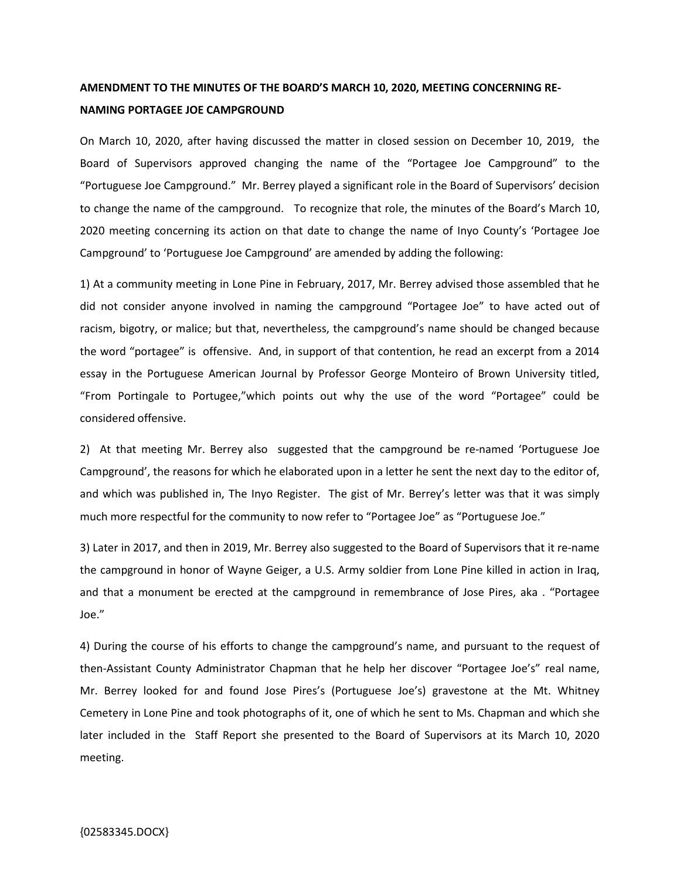**AMENDMENT TO THE MINUTES OF THE BOARD'S MARCH 10, 2020, MEETING CONCERNING RE-NAMING PORTAGEE JOE CAMPGROUND**

On March 10, 2020, after having discussed the matter in closed session on December 10, 2019, the Board of Supervisors approved changing the name of the "Portagee Joe Campground" to the "Portuguese Joe Campground." Mr. Berrey played a significant role in the Board of Supervisors' decision to change the name of the campground. To recognize that role, the minutes of the Board's March 10, 2020 meeting concerning its action on that date to change the name of Inyo County's 'Portagee Joe Campground' to 'Portuguese Joe Campground' are amended by adding the following:

1) At a community meeting in Lone Pine in February, 2017, Mr. Berrey advised those assembled that he did not consider anyone involved in naming the campground "Portagee Joe" to have acted out of racism, bigotry, or malice; but that, nevertheless, the campground's name should be changed because the word "portagee" is offensive. And, in support of that contention, he read an excerpt from a 2014 essay in the Portuguese American Journal by Professor George Monteiro of Brown University titled, "From Portingale to Portugee,"which points out why the use of the word "Portagee" could be considered offensive.

2) At that meeting Mr. Berrey also suggested that the campground be re-named 'Portuguese Joe Campground', the reasons for which he elaborated upon in a letter he sent the next day to the editor of, and which was published in, The Inyo Register. The gist of Mr. Berrey's letter was that it was simply much more respectful for the community to now refer to "Portagee Joe" as "Portuguese Joe."

3) Later in 2017, and then in 2019, Mr. Berrey also suggested to the Board of Supervisors that it re-name the campground in honor of Wayne Geiger, a U.S. Army soldier from Lone Pine killed in action in Iraq, and that a monument be erected at the campground in remembrance of Jose Pires, aka . "Portagee Joe."

4) During the course of his efforts to change the campground's name, and pursuant to the request of then-Assistant County Administrator Chapman that he help her discover "Portagee Joe's" real name, Mr. Berrey looked for and found Jose Pires's (Portuguese Joe's) gravestone at the Mt. Whitney Cemetery in Lone Pine and took photographs of it, one of which he sent to Ms. Chapman and which she later included in the Staff Report she presented to the Board of Supervisors at its March 10, 2020 meeting.

{02583345.DOCX}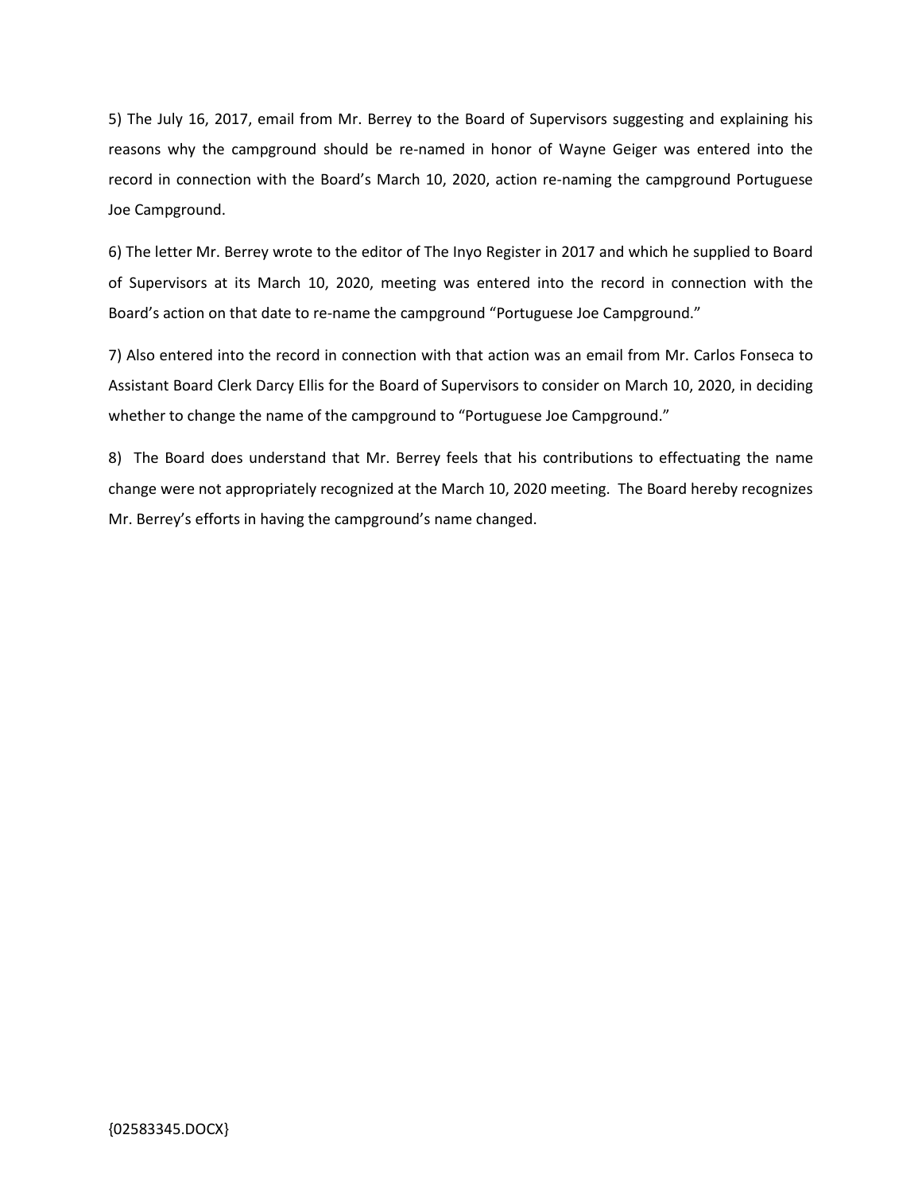5) The July 16, 2017, email from Mr. Berrey to the Board of Supervisors suggesting and explaining his reasons why the campground should be re-named in honor of Wayne Geiger was entered into the record in connection with the Board's March 10, 2020, action re-naming the campground Portuguese Joe Campground.

6) The letter Mr. Berrey wrote to the editor of The Inyo Register in 2017 and which he supplied to Board of Supervisors at its March 10, 2020, meeting was entered into the record in connection with the Board's action on that date to re-name the campground "Portuguese Joe Campground."

7) Also entered into the record in connection with that action was an email from Mr. Carlos Fonseca to Assistant Board Clerk Darcy Ellis for the Board of Supervisors to consider on March 10, 2020, in deciding whether to change the name of the campground to "Portuguese Joe Campground."

8) The Board does understand that Mr. Berrey feels that his contributions to effectuating the name change were not appropriately recognized at the March 10, 2020 meeting. The Board hereby recognizes Mr. Berrey's efforts in having the campground's name changed.

{02583345.DOCX}